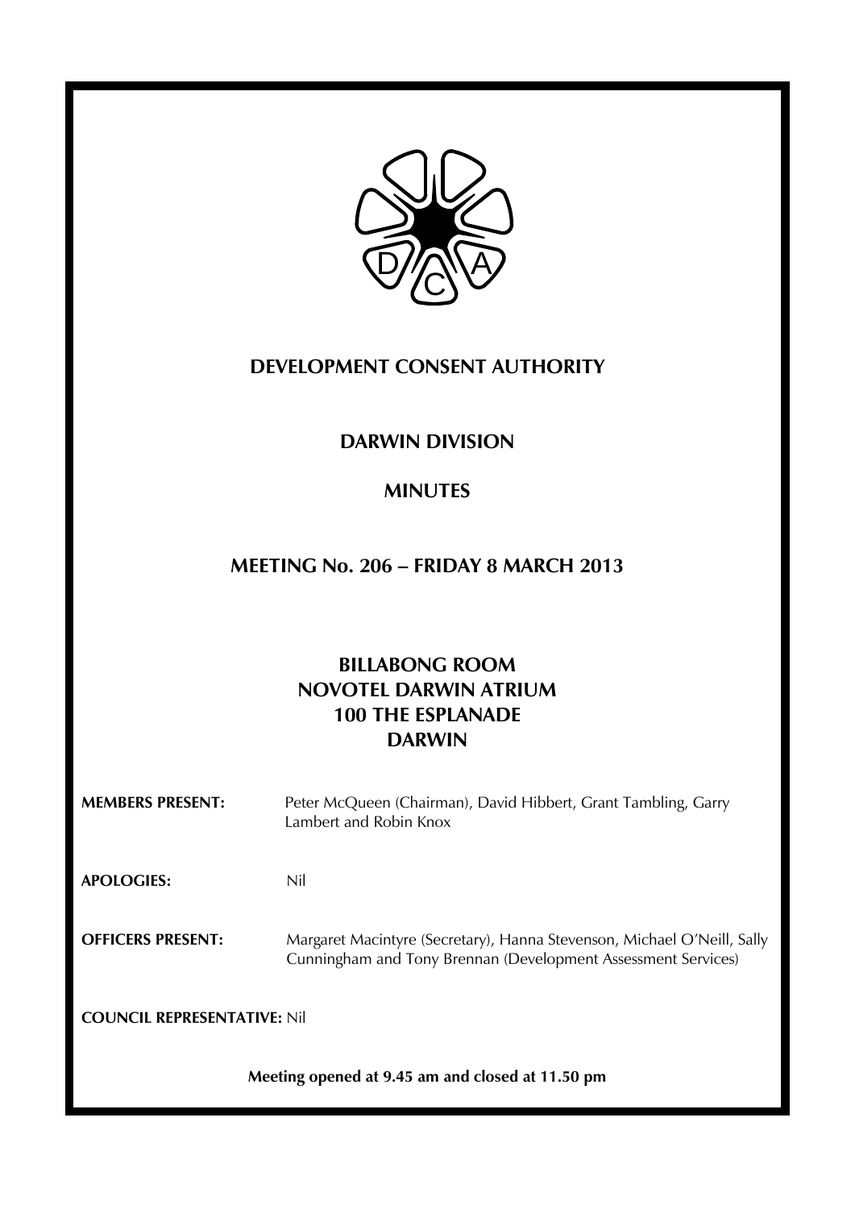# DEVELOPMENT CONSENT AUTHORITY

## DARWIN DIVISION

## MINUTES

## MEETING No. 206 – FRIDAY 8 MARCH 2013

### BILLABONG ROOM
### NOVOTEL DARWIN ATRIUM
### 100 THE ESPLANADE
### DARWIN

**MEMBERS PRESENT:** Peter McQueen (Chairman), David Hibbert, Grant Tambling, Garry Lambert and Robin Knox

**APOLOGIES:** Nil

**OFFICERS PRESENT:** Margaret Macintyre (Secretary), Hanna Stevenson, Michael O'Neill, Sally Cunningham and Tony Brennan (Development Assessment Services)

**COUNCIL REPRESENTATIVE:** Nil

**Meeting opened at 9.45 am and closed at 11.50 pm**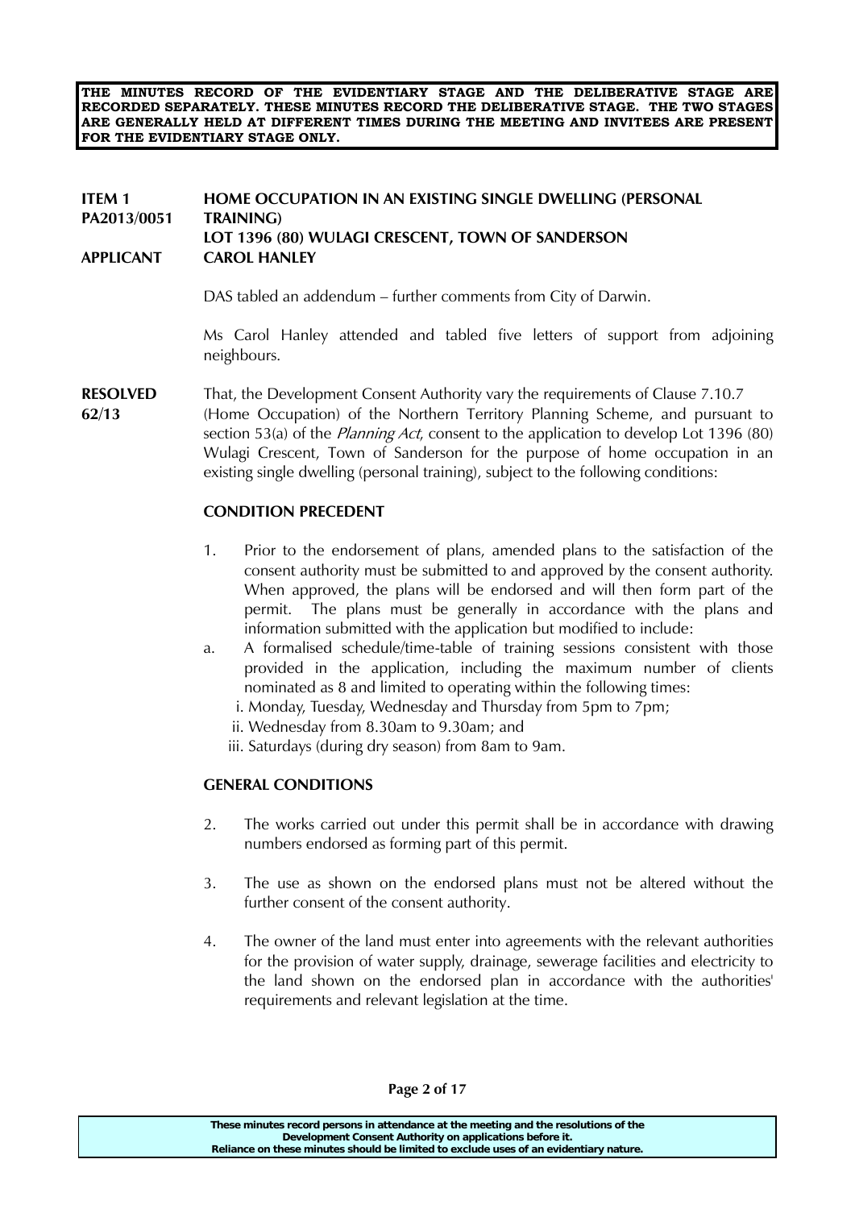**THE MINUTES RECORD OF THE EVIDENTIARY STAGE AND THE DELIBERATIVE STAGE ARE RECORDED SEPARATELY. THESE MINUTES RECORD THE DELIBERATIVE STAGE. THE TWO STAGES ARE GENERALLY HELD AT DIFFERENT TIMES DURING THE MEETING AND INVITEES ARE PRESENT FOR THE EVIDENTIARY STAGE ONLY.**

**ITEM 1** **HOME OCCUPATION IN AN EXISTING SINGLE DWELLING (PERSONAL TRAINING)**
**PA2013/0051** **LOT 1396 (80) WULAGI CRESCENT, TOWN OF SANDERSON**
**APPLICANT** **CAROL HANLEY**

DAS tabled an addendum – further comments from City of Darwin.

Ms Carol Hanley attended and tabled five letters of support from adjoining neighbours.

**RESOLVED 62/13**

That, the Development Consent Authority vary the requirements of Clause 7.10.7 (Home Occupation) of the Northern Territory Planning Scheme, and pursuant to section 53(a) of the *Planning Act*, consent to the application to develop Lot 1396 (80) Wulagi Crescent, Town of Sanderson for the purpose of home occupation in an existing single dwelling (personal training), subject to the following conditions:

**CONDITION PRECEDENT**

1. Prior to the endorsement of plans, amended plans to the satisfaction of the consent authority must be submitted to and approved by the consent authority. When approved, the plans will be endorsed and will then form part of the permit. The plans must be generally in accordance with the plans and information submitted with the application but modified to include:

a. A formalised schedule/time-table of training sessions consistent with those provided in the application, including the maximum number of clients nominated as 8 and limited to operating within the following times:
   i. Monday, Tuesday, Wednesday and Thursday from 5pm to 7pm;
   ii. Wednesday from 8.30am to 9.30am; and
   iii. Saturdays (during dry season) from 8am to 9am.

**GENERAL CONDITIONS**

2. The works carried out under this permit shall be in accordance with drawing numbers endorsed as forming part of this permit.

3. The use as shown on the endorsed plans must not be altered without the further consent of the consent authority.

4. The owner of the land must enter into agreements with the relevant authorities for the provision of water supply, drainage, sewerage facilities and electricity to the land shown on the endorsed plan in accordance with the authorities' requirements and relevant legislation at the time.

**These minutes record persons in attendance at the meeting and the resolutions of the Development Consent Authority on applications before it. Reliance on these minutes should be limited to exclude uses of an evidentiary nature.**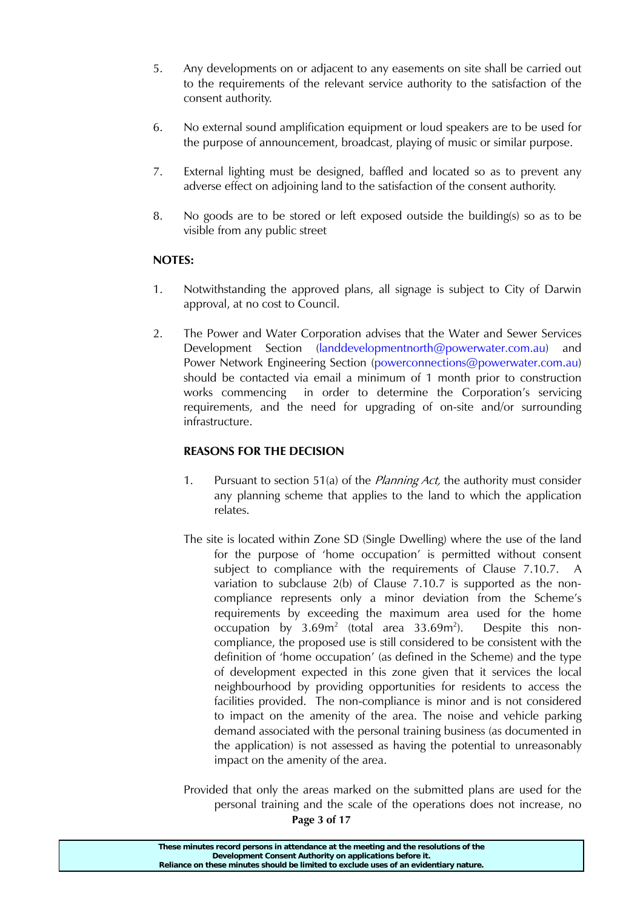5. Any developments on or adjacent to any easements on site shall be carried out to the requirements of the relevant service authority to the satisfaction of the consent authority.

6. No external sound amplification equipment or loud speakers are to be used for the purpose of announcement, broadcast, playing of music or similar purpose.

7. External lighting must be designed, baffled and located so as to prevent any adverse effect on adjoining land to the satisfaction of the consent authority.

8. No goods are to be stored or left exposed outside the building(s) so as to be visible from any public street

**NOTES:**

1. Notwithstanding the approved plans, all signage is subject to City of Darwin approval, at no cost to Council.

2. The Power and Water Corporation advises that the Water and Sewer Services Development Section (landdevelopmentnorth@powerwater.com.au) and Power Network Engineering Section (powerconnections@powerwater.com.au) should be contacted via email a minimum of 1 month prior to construction works commencing in order to determine the Corporation's servicing requirements, and the need for upgrading of on-site and/or surrounding infrastructure.

**REASONS FOR THE DECISION**

1. Pursuant to section 51(a) of the *Planning Act,* the authority must consider any planning scheme that applies to the land to which the application relates.

The site is located within Zone SD (Single Dwelling) where the use of the land for the purpose of 'home occupation' is permitted without consent subject to compliance with the requirements of Clause 7.10.7. A variation to subclause 2(b) of Clause 7.10.7 is supported as the non-compliance represents only a minor deviation from the Scheme's requirements by exceeding the maximum area used for the home occupation by 3.69m$^2$ (total area 33.69m$^2$). Despite this non-compliance, the proposed use is still considered to be consistent with the definition of 'home occupation' (as defined in the Scheme) and the type of development expected in this zone given that it services the local neighbourhood by providing opportunities for residents to access the facilities provided. The non-compliance is minor and is not considered to impact on the amenity of the area. The noise and vehicle parking demand associated with the personal training business (as documented in the application) is not assessed as having the potential to unreasonably impact on the amenity of the area.

Provided that only the areas marked on the submitted plans are used for the personal training and the scale of the operations does not increase, no

These minutes record persons in attendance at the meeting and the resolutions of the Development Consent Authority on applications before it. Reliance on these minutes should be limited to exclude uses of an evidentiary nature.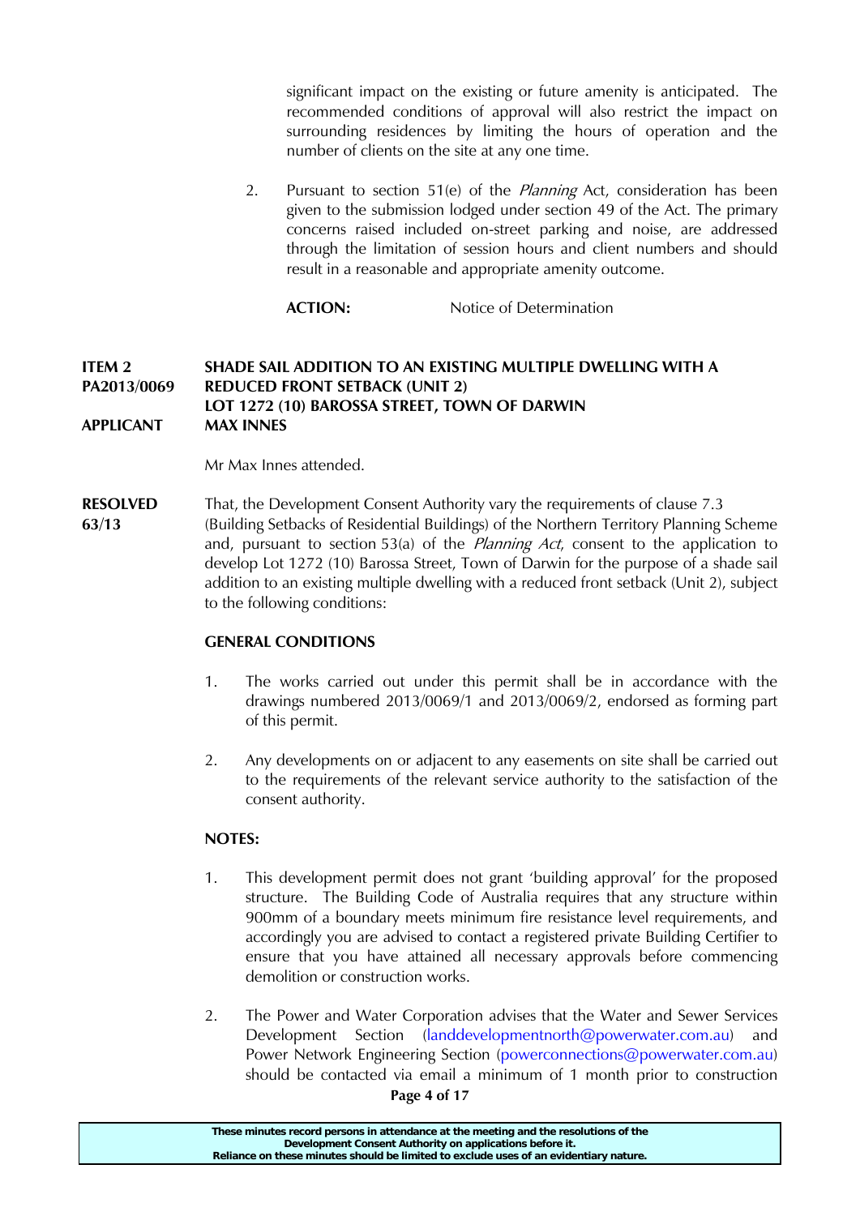significant impact on the existing or future amenity is anticipated. The recommended conditions of approval will also restrict the impact on surrounding residences by limiting the hours of operation and the number of clients on the site at any one time.

2. Pursuant to section 51(e) of the *Planning* Act, consideration has been given to the submission lodged under section 49 of the Act. The primary concerns raised included on-street parking and noise, are addressed through the limitation of session hours and client numbers and should result in a reasonable and appropriate amenity outcome.

**ACTION:** Notice of Determination

**ITEM 2 PA2013/0069 — SHADE SAIL ADDITION TO AN EXISTING MULTIPLE DWELLING WITH A REDUCED FRONT SETBACK (UNIT 2)**
**LOT 1272 (10) BAROSSA STREET, TOWN OF DARWIN**
**APPLICANT — MAX INNES**

Mr Max Innes attended.

**RESOLVED 63/13**

That, the Development Consent Authority vary the requirements of clause 7.3 (Building Setbacks of Residential Buildings) of the Northern Territory Planning Scheme and, pursuant to section 53(a) of the *Planning Act*, consent to the application to develop Lot 1272 (10) Barossa Street, Town of Darwin for the purpose of a shade sail addition to an existing multiple dwelling with a reduced front setback (Unit 2), subject to the following conditions:

**GENERAL CONDITIONS**

1. The works carried out under this permit shall be in accordance with the drawings numbered 2013/0069/1 and 2013/0069/2, endorsed as forming part of this permit.

2. Any developments on or adjacent to any easements on site shall be carried out to the requirements of the relevant service authority to the satisfaction of the consent authority.

**NOTES:**

1. This development permit does not grant 'building approval' for the proposed structure. The Building Code of Australia requires that any structure within 900mm of a boundary meets minimum fire resistance level requirements, and accordingly you are advised to contact a registered private Building Certifier to ensure that you have attained all necessary approvals before commencing demolition or construction works.

2. The Power and Water Corporation advises that the Water and Sewer Services Development Section (landdevelopmentnorth@powerwater.com.au) and Power Network Engineering Section (powerconnections@powerwater.com.au) should be contacted via email a minimum of 1 month prior to construction

These minutes record persons in attendance at the meeting and the resolutions of the Development Consent Authority on applications before it.
Reliance on these minutes should be limited to exclude uses of an evidentiary nature.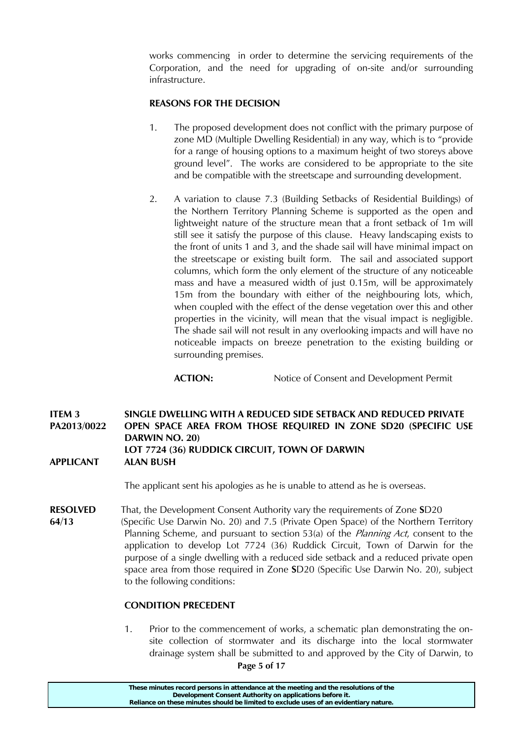works commencing in order to determine the servicing requirements of the Corporation, and the need for upgrading of on-site and/or surrounding infrastructure.

**REASONS FOR THE DECISION**

1. The proposed development does not conflict with the primary purpose of zone MD (Multiple Dwelling Residential) in any way, which is to "provide for a range of housing options to a maximum height of two storeys above ground level". The works are considered to be appropriate to the site and be compatible with the streetscape and surrounding development.

2. A variation to clause 7.3 (Building Setbacks of Residential Buildings) of the Northern Territory Planning Scheme is supported as the open and lightweight nature of the structure mean that a front setback of 1m will still see it satisfy the purpose of this clause. Heavy landscaping exists to the front of units 1 and 3, and the shade sail will have minimal impact on the streetscape or existing built form. The sail and associated support columns, which form the only element of the structure of any noticeable mass and have a measured width of just 0.15m, will be approximately 15m from the boundary with either of the neighbouring lots, which, when coupled with the effect of the dense vegetation over this and other properties in the vicinity, will mean that the visual impact is negligible. The shade sail will not result in any overlooking impacts and will have no noticeable impacts on breeze penetration to the existing building or surrounding premises.

**ACTION:** Notice of Consent and Development Permit

**ITEM 3**
**PA2013/0022** **SINGLE DWELLING WITH A REDUCED SIDE SETBACK AND REDUCED PRIVATE OPEN SPACE AREA FROM THOSE REQUIRED IN ZONE SD20 (SPECIFIC USE DARWIN NO. 20)**
**LOT 7724 (36) RUDDICK CIRCUIT, TOWN OF DARWIN**
**APPLICANT** **ALAN BUSH**

The applicant sent his apologies as he is unable to attend as he is overseas.

**RESOLVED 64/13** That, the Development Consent Authority vary the requirements of Zone **S**D20 (Specific Use Darwin No. 20) and 7.5 (Private Open Space) of the Northern Territory Planning Scheme, and pursuant to section 53(a) of the *Planning Act*, consent to the application to develop Lot 7724 (36) Ruddick Circuit, Town of Darwin for the purpose of a single dwelling with a reduced side setback and a reduced private open space area from those required in Zone **S**D20 (Specific Use Darwin No. 20), subject to the following conditions:

**CONDITION PRECEDENT**

1. Prior to the commencement of works, a schematic plan demonstrating the on-site collection of stormwater and its discharge into the local stormwater drainage system shall be submitted to and approved by the City of Darwin, to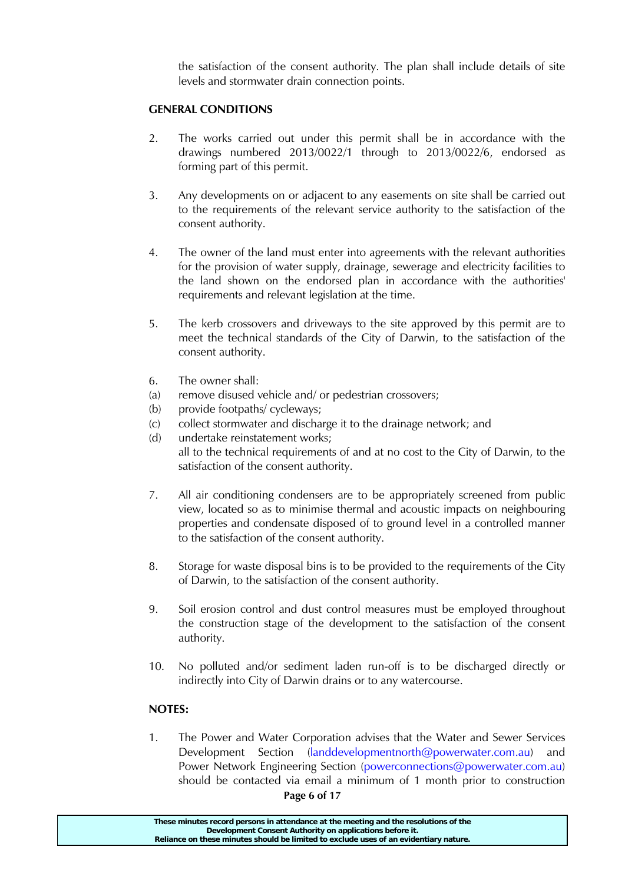the satisfaction of the consent authority. The plan shall include details of site levels and stormwater drain connection points.

**GENERAL CONDITIONS**

2. The works carried out under this permit shall be in accordance with the drawings numbered 2013/0022/1 through to 2013/0022/6, endorsed as forming part of this permit.

3. Any developments on or adjacent to any easements on site shall be carried out to the requirements of the relevant service authority to the satisfaction of the consent authority.

4. The owner of the land must enter into agreements with the relevant authorities for the provision of water supply, drainage, sewerage and electricity facilities to the land shown on the endorsed plan in accordance with the authorities' requirements and relevant legislation at the time.

5. The kerb crossovers and driveways to the site approved by this permit are to meet the technical standards of the City of Darwin, to the satisfaction of the consent authority.

6. The owner shall:
(a) remove disused vehicle and/ or pedestrian crossovers;
(b) provide footpaths/ cycleways;
(c) collect stormwater and discharge it to the drainage network; and
(d) undertake reinstatement works;
all to the technical requirements of and at no cost to the City of Darwin, to the satisfaction of the consent authority.

7. All air conditioning condensers are to be appropriately screened from public view, located so as to minimise thermal and acoustic impacts on neighbouring properties and condensate disposed of to ground level in a controlled manner to the satisfaction of the consent authority.

8. Storage for waste disposal bins is to be provided to the requirements of the City of Darwin, to the satisfaction of the consent authority.

9. Soil erosion control and dust control measures must be employed throughout the construction stage of the development to the satisfaction of the consent authority.

10. No polluted and/or sediment laden run-off is to be discharged directly or indirectly into City of Darwin drains or to any watercourse.

**NOTES:**

1. The Power and Water Corporation advises that the Water and Sewer Services Development Section (landdevelopmentnorth@powerwater.com.au) and Power Network Engineering Section (powerconnections@powerwater.com.au) should be contacted via email a minimum of 1 month prior to construction

These minutes record persons in attendance at the meeting and the resolutions of the Development Consent Authority on applications before it.
Reliance on these minutes should be limited to exclude uses of an evidentiary nature.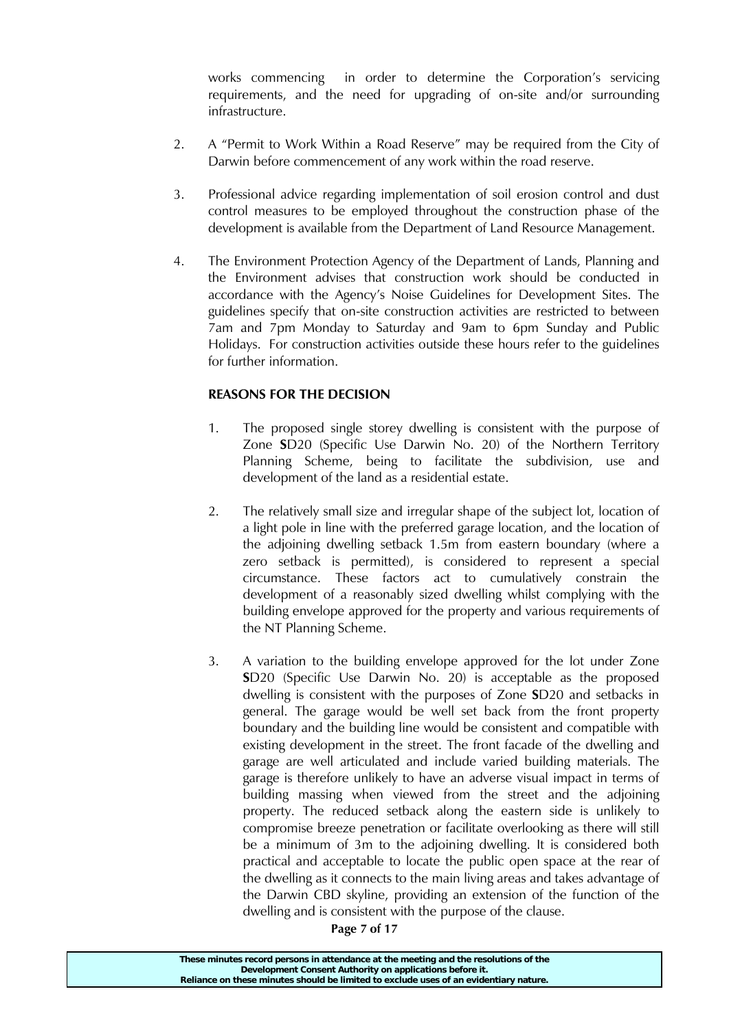works commencing in order to determine the Corporation's servicing requirements, and the need for upgrading of on-site and/or surrounding infrastructure.

2. A "Permit to Work Within a Road Reserve" may be required from the City of Darwin before commencement of any work within the road reserve.

3. Professional advice regarding implementation of soil erosion control and dust control measures to be employed throughout the construction phase of the development is available from the Department of Land Resource Management.

4. The Environment Protection Agency of the Department of Lands, Planning and the Environment advises that construction work should be conducted in accordance with the Agency's Noise Guidelines for Development Sites. The guidelines specify that on-site construction activities are restricted to between 7am and 7pm Monday to Saturday and 9am to 6pm Sunday and Public Holidays. For construction activities outside these hours refer to the guidelines for further information.

**REASONS FOR THE DECISION**

1. The proposed single storey dwelling is consistent with the purpose of Zone **S**D20 (Specific Use Darwin No. 20) of the Northern Territory Planning Scheme, being to facilitate the subdivision, use and development of the land as a residential estate.

2. The relatively small size and irregular shape of the subject lot, location of a light pole in line with the preferred garage location, and the location of the adjoining dwelling setback 1.5m from eastern boundary (where a zero setback is permitted), is considered to represent a special circumstance. These factors act to cumulatively constrain the development of a reasonably sized dwelling whilst complying with the building envelope approved for the property and various requirements of the NT Planning Scheme.

3. A variation to the building envelope approved for the lot under Zone **S**D20 (Specific Use Darwin No. 20) is acceptable as the proposed dwelling is consistent with the purposes of Zone **S**D20 and setbacks in general. The garage would be well set back from the front property boundary and the building line would be consistent and compatible with existing development in the street. The front facade of the dwelling and garage are well articulated and include varied building materials. The garage is therefore unlikely to have an adverse visual impact in terms of building massing when viewed from the street and the adjoining property. The reduced setback along the eastern side is unlikely to compromise breeze penetration or facilitate overlooking as there will still be a minimum of 3m to the adjoining dwelling. It is considered both practical and acceptable to locate the public open space at the rear of the dwelling as it connects to the main living areas and takes advantage of the Darwin CBD skyline, providing an extension of the function of the dwelling and is consistent with the purpose of the clause.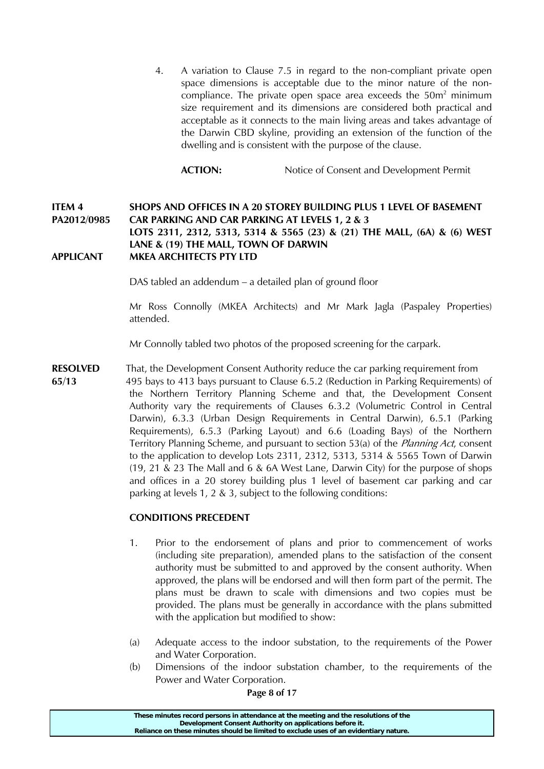4. A variation to Clause 7.5 in regard to the non-compliant private open space dimensions is acceptable due to the minor nature of the non-compliance. The private open space area exceeds the $50m^2$ minimum size requirement and its dimensions are considered both practical and acceptable as it connects to the main living areas and takes advantage of the Darwin CBD skyline, providing an extension of the function of the dwelling and is consistent with the purpose of the clause.

**ACTION:** Notice of Consent and Development Permit

**ITEM 4 SHOPS AND OFFICES IN A 20 STOREY BUILDING PLUS 1 LEVEL OF BASEMENT**
**PA2012/0985 CAR PARKING AND CAR PARKING AT LEVELS 1, 2 & 3**
**LOTS 2311, 2312, 5313, 5314 & 5565 (23) & (21) THE MALL, (6A) & (6) WEST LANE & (19) THE MALL, TOWN OF DARWIN**
**APPLICANT MKEA ARCHITECTS PTY LTD**

DAS tabled an addendum – a detailed plan of ground floor

Mr Ross Connolly (MKEA Architects) and Mr Mark Jagla (Paspaley Properties) attended.

Mr Connolly tabled two photos of the proposed screening for the carpark.

**RESOLVED 65/13** That, the Development Consent Authority reduce the car parking requirement from 495 bays to 413 bays pursuant to Clause 6.5.2 (Reduction in Parking Requirements) of the Northern Territory Planning Scheme and that, the Development Consent Authority vary the requirements of Clauses 6.3.2 (Volumetric Control in Central Darwin), 6.3.3 (Urban Design Requirements in Central Darwin), 6.5.1 (Parking Requirements), 6.5.3 (Parking Layout) and 6.6 (Loading Bays) of the Northern Territory Planning Scheme, and pursuant to section 53(a) of the *Planning Act*, consent to the application to develop Lots 2311, 2312, 5313, 5314 & 5565 Town of Darwin (19, 21 & 23 The Mall and 6 & 6A West Lane, Darwin City) for the purpose of shops and offices in a 20 storey building plus 1 level of basement car parking and car parking at levels 1, 2 & 3, subject to the following conditions:

**CONDITIONS PRECEDENT**

1. Prior to the endorsement of plans and prior to commencement of works (including site preparation), amended plans to the satisfaction of the consent authority must be submitted to and approved by the consent authority. When approved, the plans will be endorsed and will then form part of the permit. The plans must be drawn to scale with dimensions and two copies must be provided. The plans must be generally in accordance with the plans submitted with the application but modified to show:

(a) Adequate access to the indoor substation, to the requirements of the Power and Water Corporation.

(b) Dimensions of the indoor substation chamber, to the requirements of the Power and Water Corporation.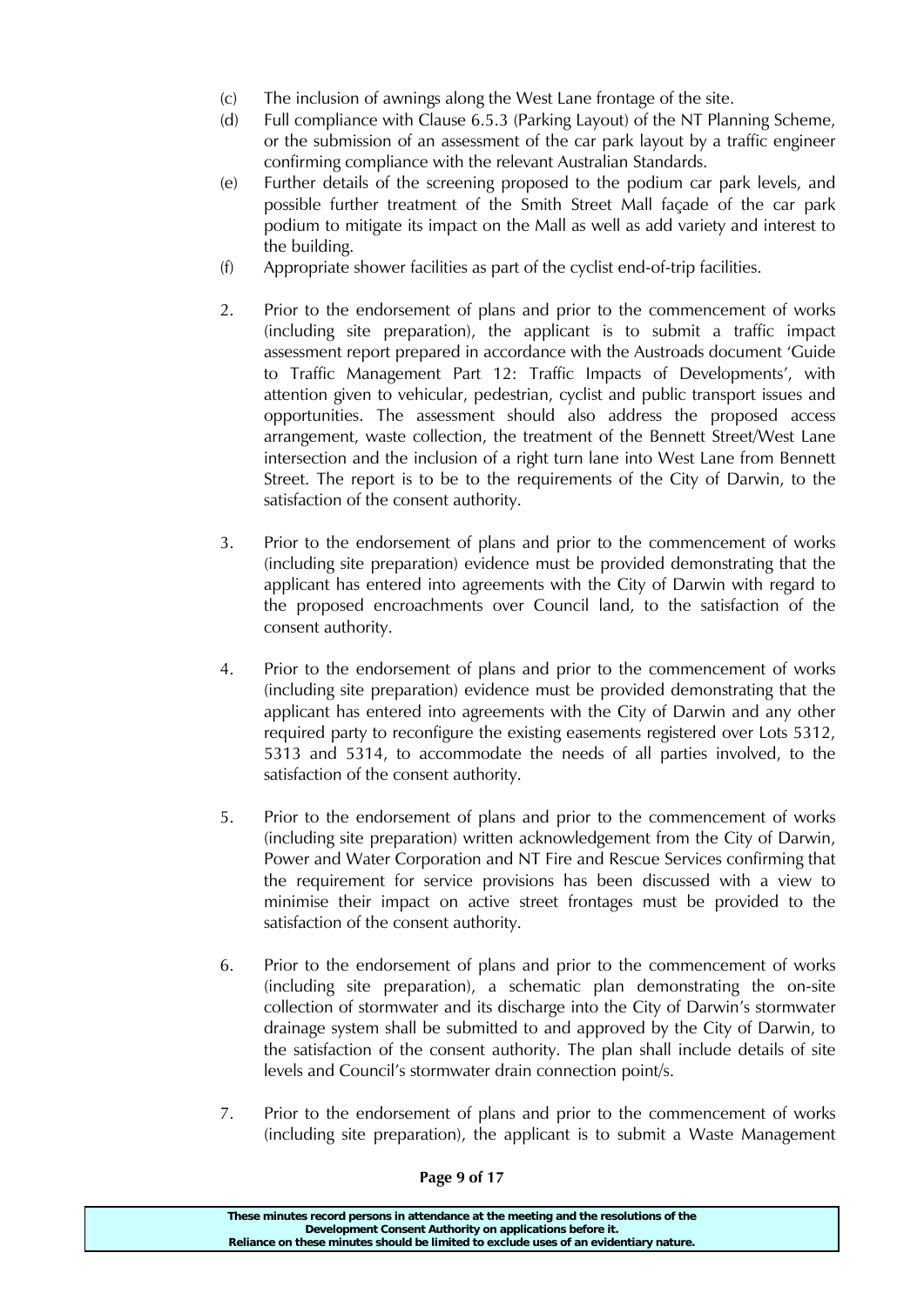(c) The inclusion of awnings along the West Lane frontage of the site.

(d) Full compliance with Clause 6.5.3 (Parking Layout) of the NT Planning Scheme, or the submission of an assessment of the car park layout by a traffic engineer confirming compliance with the relevant Australian Standards.

(e) Further details of the screening proposed to the podium car park levels, and possible further treatment of the Smith Street Mall façade of the car park podium to mitigate its impact on the Mall as well as add variety and interest to the building.

(f) Appropriate shower facilities as part of the cyclist end-of-trip facilities.

2. Prior to the endorsement of plans and prior to the commencement of works (including site preparation), the applicant is to submit a traffic impact assessment report prepared in accordance with the Austroads document 'Guide to Traffic Management Part 12: Traffic Impacts of Developments', with attention given to vehicular, pedestrian, cyclist and public transport issues and opportunities. The assessment should also address the proposed access arrangement, waste collection, the treatment of the Bennett Street/West Lane intersection and the inclusion of a right turn lane into West Lane from Bennett Street. The report is to be to the requirements of the City of Darwin, to the satisfaction of the consent authority.

3. Prior to the endorsement of plans and prior to the commencement of works (including site preparation) evidence must be provided demonstrating that the applicant has entered into agreements with the City of Darwin with regard to the proposed encroachments over Council land, to the satisfaction of the consent authority.

4. Prior to the endorsement of plans and prior to the commencement of works (including site preparation) evidence must be provided demonstrating that the applicant has entered into agreements with the City of Darwin and any other required party to reconfigure the existing easements registered over Lots 5312, 5313 and 5314, to accommodate the needs of all parties involved, to the satisfaction of the consent authority.

5. Prior to the endorsement of plans and prior to the commencement of works (including site preparation) written acknowledgement from the City of Darwin, Power and Water Corporation and NT Fire and Rescue Services confirming that the requirement for service provisions has been discussed with a view to minimise their impact on active street frontages must be provided to the satisfaction of the consent authority.

6. Prior to the endorsement of plans and prior to the commencement of works (including site preparation), a schematic plan demonstrating the on-site collection of stormwater and its discharge into the City of Darwin's stormwater drainage system shall be submitted to and approved by the City of Darwin, to the satisfaction of the consent authority. The plan shall include details of site levels and Council's stormwater drain connection point/s.

7. Prior to the endorsement of plans and prior to the commencement of works (including site preparation), the applicant is to submit a Waste Management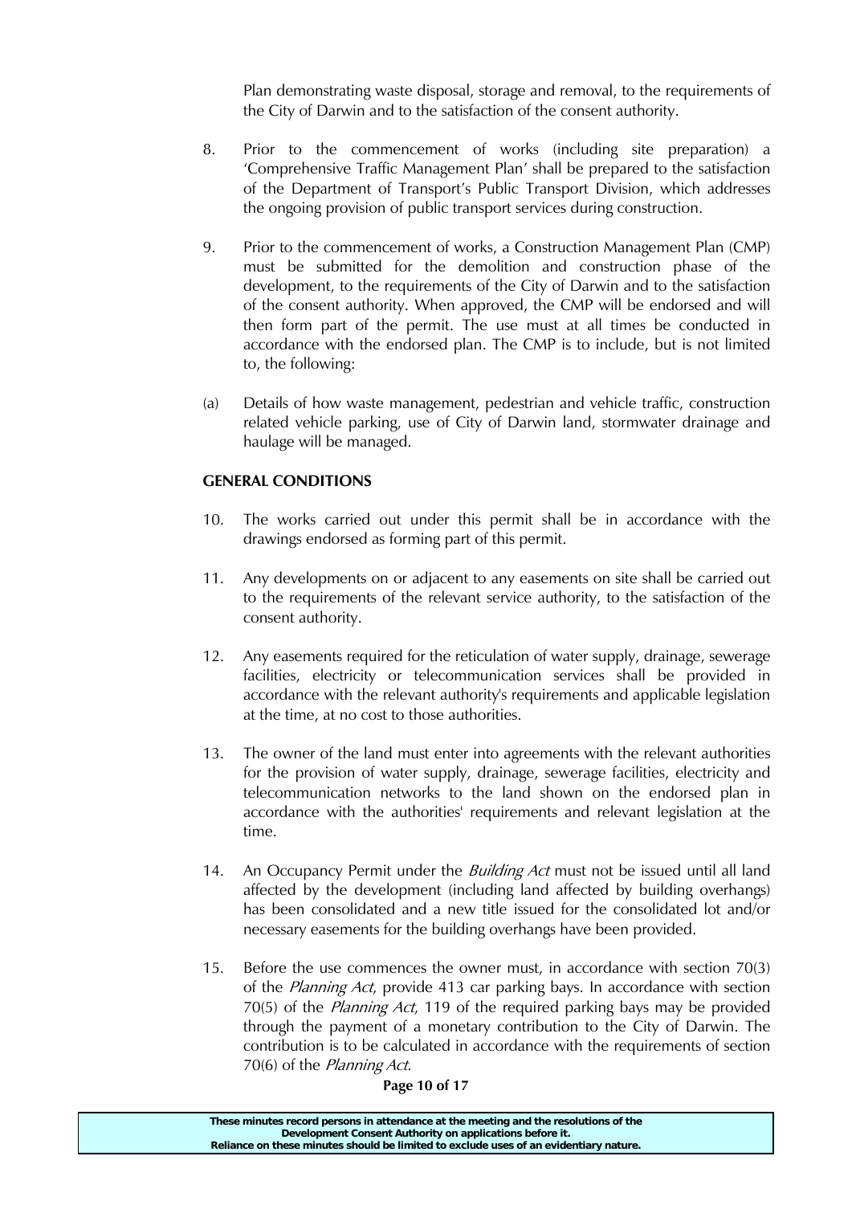Plan demonstrating waste disposal, storage and removal, to the requirements of the City of Darwin and to the satisfaction of the consent authority.

8. Prior to the commencement of works (including site preparation) a 'Comprehensive Traffic Management Plan' shall be prepared to the satisfaction of the Department of Transport's Public Transport Division, which addresses the ongoing provision of public transport services during construction.

9. Prior to the commencement of works, a Construction Management Plan (CMP) must be submitted for the demolition and construction phase of the development, to the requirements of the City of Darwin and to the satisfaction of the consent authority. When approved, the CMP will be endorsed and will then form part of the permit. The use must at all times be conducted in accordance with the endorsed plan. The CMP is to include, but is not limited to, the following:

(a) Details of how waste management, pedestrian and vehicle traffic, construction related vehicle parking, use of City of Darwin land, stormwater drainage and haulage will be managed.

**GENERAL CONDITIONS**

10. The works carried out under this permit shall be in accordance with the drawings endorsed as forming part of this permit.

11. Any developments on or adjacent to any easements on site shall be carried out to the requirements of the relevant service authority, to the satisfaction of the consent authority.

12. Any easements required for the reticulation of water supply, drainage, sewerage facilities, electricity or telecommunication services shall be provided in accordance with the relevant authority's requirements and applicable legislation at the time, at no cost to those authorities.

13. The owner of the land must enter into agreements with the relevant authorities for the provision of water supply, drainage, sewerage facilities, electricity and telecommunication networks to the land shown on the endorsed plan in accordance with the authorities' requirements and relevant legislation at the time.

14. An Occupancy Permit under the *Building Act* must not be issued until all land affected by the development (including land affected by building overhangs) has been consolidated and a new title issued for the consolidated lot and/or necessary easements for the building overhangs have been provided.

15. Before the use commences the owner must, in accordance with section 70(3) of the *Planning Act*, provide 413 car parking bays. In accordance with section 70(5) of the *Planning Act*, 119 of the required parking bays may be provided through the payment of a monetary contribution to the City of Darwin. The contribution is to be calculated in accordance with the requirements of section 70(6) of the *Planning Act*.

These minutes record persons in attendance at the meeting and the resolutions of the Development Consent Authority on applications before it.
Reliance on these minutes should be limited to exclude uses of an evidentiary nature.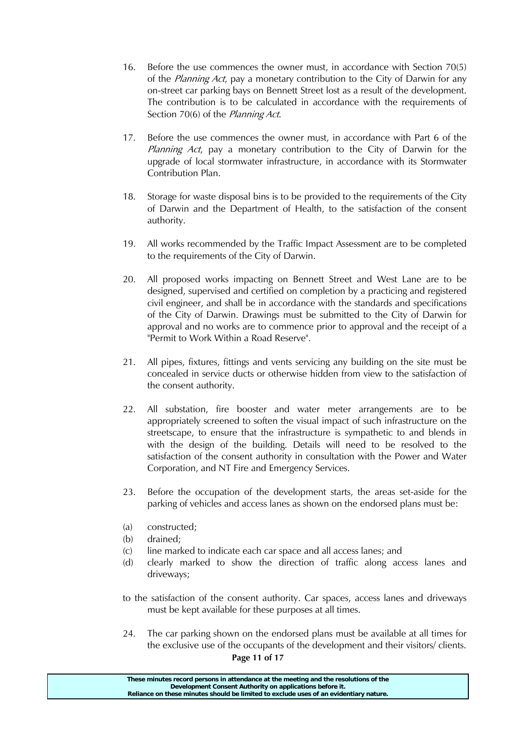16. Before the use commences the owner must, in accordance with Section 70(5) of the *Planning Act*, pay a monetary contribution to the City of Darwin for any on-street car parking bays on Bennett Street lost as a result of the development. The contribution is to be calculated in accordance with the requirements of Section 70(6) of the *Planning Act*.

17. Before the use commences the owner must, in accordance with Part 6 of the *Planning Act*, pay a monetary contribution to the City of Darwin for the upgrade of local stormwater infrastructure, in accordance with its Stormwater Contribution Plan.

18. Storage for waste disposal bins is to be provided to the requirements of the City of Darwin and the Department of Health, to the satisfaction of the consent authority.

19. All works recommended by the Traffic Impact Assessment are to be completed to the requirements of the City of Darwin.

20. All proposed works impacting on Bennett Street and West Lane are to be designed, supervised and certified on completion by a practicing and registered civil engineer, and shall be in accordance with the standards and specifications of the City of Darwin. Drawings must be submitted to the City of Darwin for approval and no works are to commence prior to approval and the receipt of a "Permit to Work Within a Road Reserve".

21. All pipes, fixtures, fittings and vents servicing any building on the site must be concealed in service ducts or otherwise hidden from view to the satisfaction of the consent authority.

22. All substation, fire booster and water meter arrangements are to be appropriately screened to soften the visual impact of such infrastructure on the streetscape, to ensure that the infrastructure is sympathetic to and blends in with the design of the building. Details will need to be resolved to the satisfaction of the consent authority in consultation with the Power and Water Corporation, and NT Fire and Emergency Services.

23. Before the occupation of the development starts, the areas set-aside for the parking of vehicles and access lanes as shown on the endorsed plans must be:

(a) constructed;
(b) drained;
(c) line marked to indicate each car space and all access lanes; and
(d) clearly marked to show the direction of traffic along access lanes and driveways;

to the satisfaction of the consent authority. Car spaces, access lanes and driveways must be kept available for these purposes at all times.

24. The car parking shown on the endorsed plans must be available at all times for the exclusive use of the occupants of the development and their visitors/ clients.

**These minutes record persons in attendance at the meeting and the resolutions of the Development Consent Authority on applications before it. Reliance on these minutes should be limited to exclude uses of an evidentiary nature.**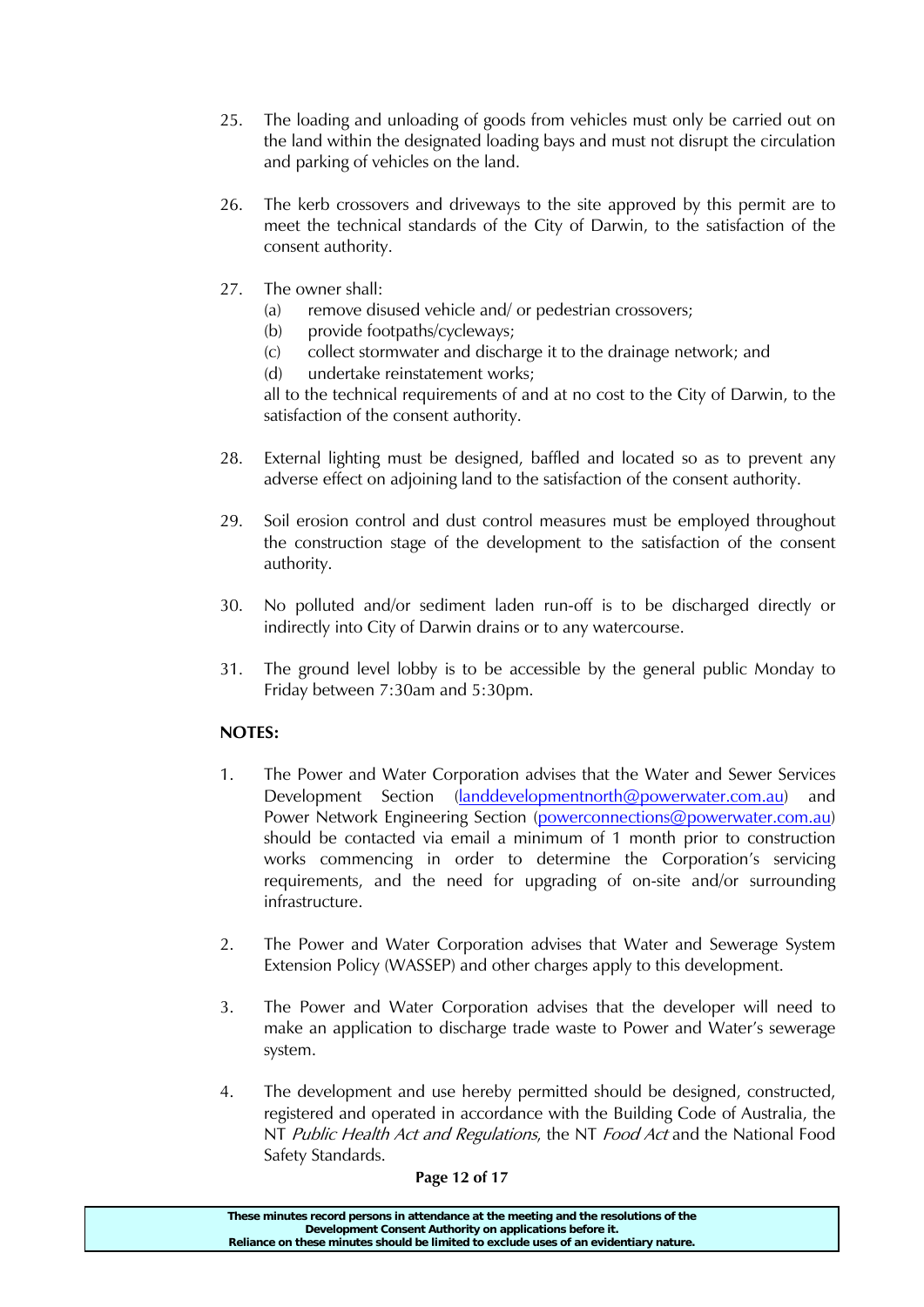25. The loading and unloading of goods from vehicles must only be carried out on the land within the designated loading bays and must not disrupt the circulation and parking of vehicles on the land.

26. The kerb crossovers and driveways to the site approved by this permit are to meet the technical standards of the City of Darwin, to the satisfaction of the consent authority.

27. The owner shall:
    (a) remove disused vehicle and/ or pedestrian crossovers;
    (b) provide footpaths/cycleways;
    (c) collect stormwater and discharge it to the drainage network; and
    (d) undertake reinstatement works;

    all to the technical requirements of and at no cost to the City of Darwin, to the satisfaction of the consent authority.

28. External lighting must be designed, baffled and located so as to prevent any adverse effect on adjoining land to the satisfaction of the consent authority.

29. Soil erosion control and dust control measures must be employed throughout the construction stage of the development to the satisfaction of the consent authority.

30. No polluted and/or sediment laden run-off is to be discharged directly or indirectly into City of Darwin drains or to any watercourse.

31. The ground level lobby is to be accessible by the general public Monday to Friday between 7:30am and 5:30pm.

**NOTES:**

1. The Power and Water Corporation advises that the Water and Sewer Services Development Section (landdevelopmentnorth@powerwater.com.au) and Power Network Engineering Section (powerconnections@powerwater.com.au) should be contacted via email a minimum of 1 month prior to construction works commencing in order to determine the Corporation's servicing requirements, and the need for upgrading of on-site and/or surrounding infrastructure.

2. The Power and Water Corporation advises that Water and Sewerage System Extension Policy (WASSEP) and other charges apply to this development.

3. The Power and Water Corporation advises that the developer will need to make an application to discharge trade waste to Power and Water's sewerage system.

4. The development and use hereby permitted should be designed, constructed, registered and operated in accordance with the Building Code of Australia, the NT *Public Health Act and Regulations*, the NT *Food Act* and the National Food Safety Standards.

**These minutes record persons in attendance at the meeting and the resolutions of the Development Consent Authority on applications before it. Reliance on these minutes should be limited to exclude uses of an evidentiary nature.**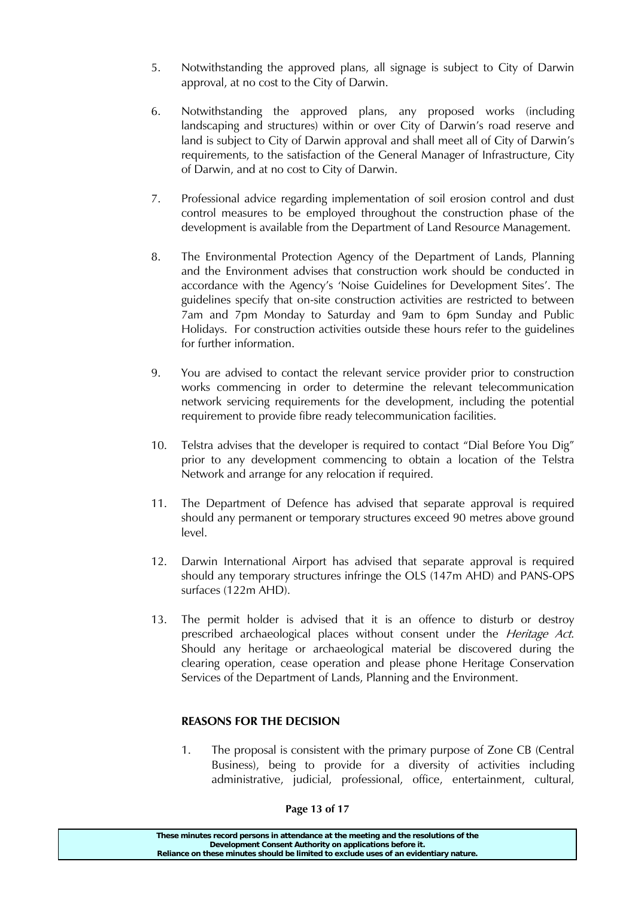5. Notwithstanding the approved plans, all signage is subject to City of Darwin approval, at no cost to the City of Darwin.

6. Notwithstanding the approved plans, any proposed works (including landscaping and structures) within or over City of Darwin's road reserve and land is subject to City of Darwin approval and shall meet all of City of Darwin's requirements, to the satisfaction of the General Manager of Infrastructure, City of Darwin, and at no cost to City of Darwin.

7. Professional advice regarding implementation of soil erosion control and dust control measures to be employed throughout the construction phase of the development is available from the Department of Land Resource Management.

8. The Environmental Protection Agency of the Department of Lands, Planning and the Environment advises that construction work should be conducted in accordance with the Agency's 'Noise Guidelines for Development Sites'. The guidelines specify that on-site construction activities are restricted to between 7am and 7pm Monday to Saturday and 9am to 6pm Sunday and Public Holidays. For construction activities outside these hours refer to the guidelines for further information.

9. You are advised to contact the relevant service provider prior to construction works commencing in order to determine the relevant telecommunication network servicing requirements for the development, including the potential requirement to provide fibre ready telecommunication facilities.

10. Telstra advises that the developer is required to contact "Dial Before You Dig" prior to any development commencing to obtain a location of the Telstra Network and arrange for any relocation if required.

11. The Department of Defence has advised that separate approval is required should any permanent or temporary structures exceed 90 metres above ground level.

12. Darwin International Airport has advised that separate approval is required should any temporary structures infringe the OLS (147m AHD) and PANS-OPS surfaces (122m AHD).

13. The permit holder is advised that it is an offence to disturb or destroy prescribed archaeological places without consent under the *Heritage Act*. Should any heritage or archaeological material be discovered during the clearing operation, cease operation and please phone Heritage Conservation Services of the Department of Lands, Planning and the Environment.

**REASONS FOR THE DECISION**

1. The proposal is consistent with the primary purpose of Zone CB (Central Business), being to provide for a diversity of activities including administrative, judicial, professional, office, entertainment, cultural,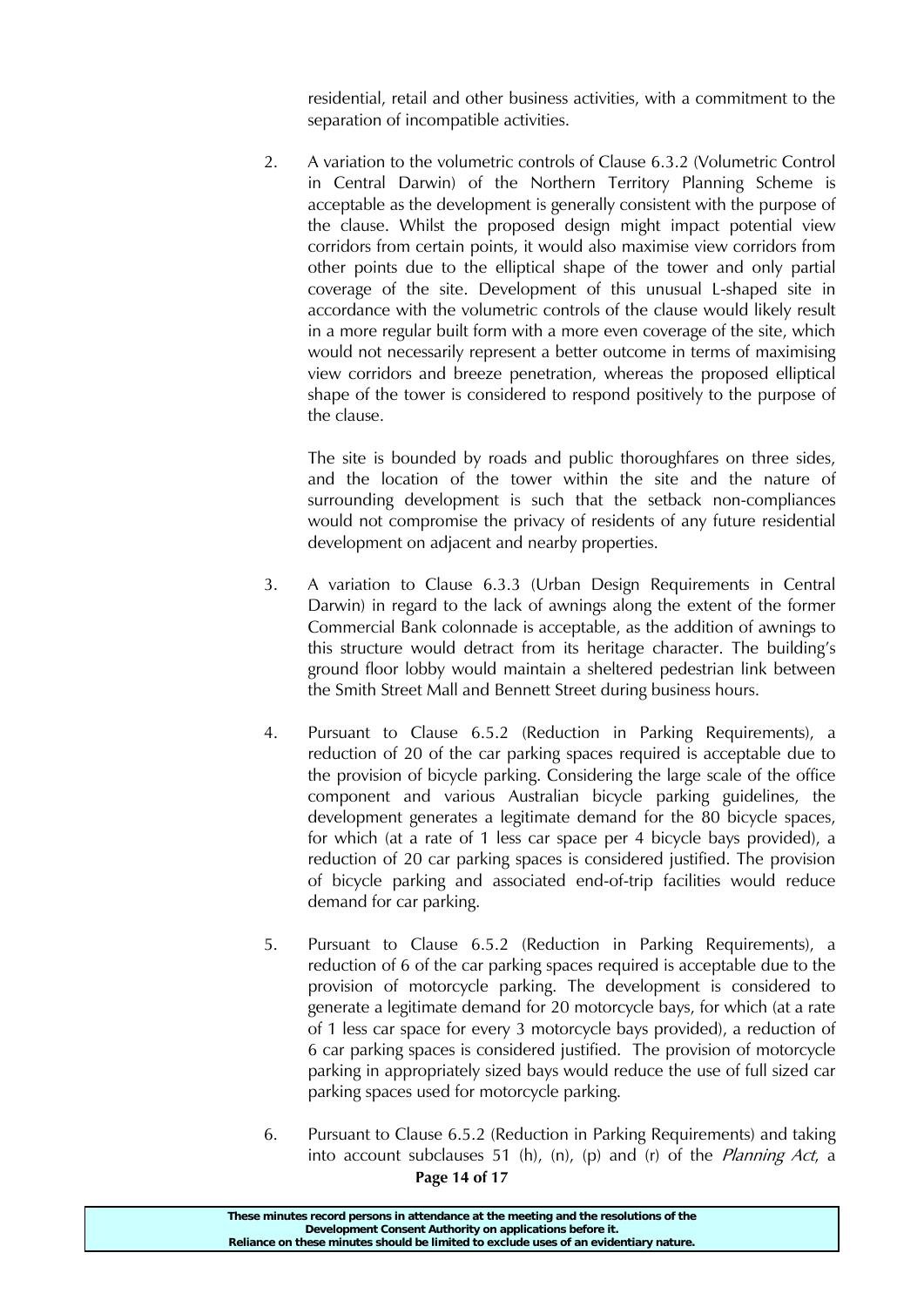residential, retail and other business activities, with a commitment to the separation of incompatible activities.

2. A variation to the volumetric controls of Clause 6.3.2 (Volumetric Control in Central Darwin) of the Northern Territory Planning Scheme is acceptable as the development is generally consistent with the purpose of the clause. Whilst the proposed design might impact potential view corridors from certain points, it would also maximise view corridors from other points due to the elliptical shape of the tower and only partial coverage of the site. Development of this unusual L-shaped site in accordance with the volumetric controls of the clause would likely result in a more regular built form with a more even coverage of the site, which would not necessarily represent a better outcome in terms of maximising view corridors and breeze penetration, whereas the proposed elliptical shape of the tower is considered to respond positively to the purpose of the clause.

   The site is bounded by roads and public thoroughfares on three sides, and the location of the tower within the site and the nature of surrounding development is such that the setback non-compliances would not compromise the privacy of residents of any future residential development on adjacent and nearby properties.

3. A variation to Clause 6.3.3 (Urban Design Requirements in Central Darwin) in regard to the lack of awnings along the extent of the former Commercial Bank colonnade is acceptable, as the addition of awnings to this structure would detract from its heritage character. The building's ground floor lobby would maintain a sheltered pedestrian link between the Smith Street Mall and Bennett Street during business hours.

4. Pursuant to Clause 6.5.2 (Reduction in Parking Requirements), a reduction of 20 of the car parking spaces required is acceptable due to the provision of bicycle parking. Considering the large scale of the office component and various Australian bicycle parking guidelines, the development generates a legitimate demand for the 80 bicycle spaces, for which (at a rate of 1 less car space per 4 bicycle bays provided), a reduction of 20 car parking spaces is considered justified. The provision of bicycle parking and associated end-of-trip facilities would reduce demand for car parking.

5. Pursuant to Clause 6.5.2 (Reduction in Parking Requirements), a reduction of 6 of the car parking spaces required is acceptable due to the provision of motorcycle parking. The development is considered to generate a legitimate demand for 20 motorcycle bays, for which (at a rate of 1 less car space for every 3 motorcycle bays provided), a reduction of 6 car parking spaces is considered justified. The provision of motorcycle parking in appropriately sized bays would reduce the use of full sized car parking spaces used for motorcycle parking.

6. Pursuant to Clause 6.5.2 (Reduction in Parking Requirements) and taking into account subclauses 51 (h), (n), (p) and (r) of the *Planning Act*, a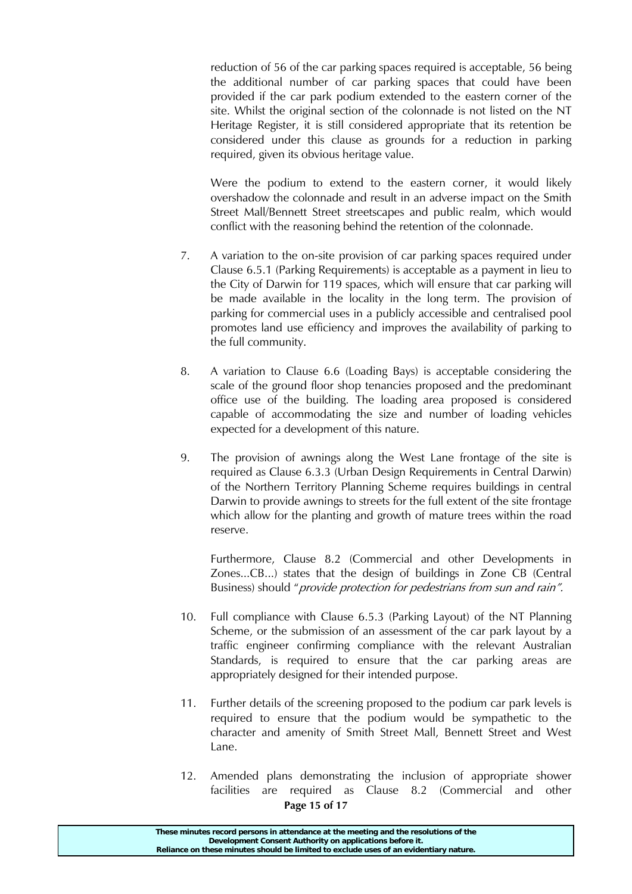reduction of 56 of the car parking spaces required is acceptable, 56 being the additional number of car parking spaces that could have been provided if the car park podium extended to the eastern corner of the site. Whilst the original section of the colonnade is not listed on the NT Heritage Register, it is still considered appropriate that its retention be considered under this clause as grounds for a reduction in parking required, given its obvious heritage value.

Were the podium to extend to the eastern corner, it would likely overshadow the colonnade and result in an adverse impact on the Smith Street Mall/Bennett Street streetscapes and public realm, which would conflict with the reasoning behind the retention of the colonnade.

7. A variation to the on-site provision of car parking spaces required under Clause 6.5.1 (Parking Requirements) is acceptable as a payment in lieu to the City of Darwin for 119 spaces, which will ensure that car parking will be made available in the locality in the long term. The provision of parking for commercial uses in a publicly accessible and centralised pool promotes land use efficiency and improves the availability of parking to the full community.

8. A variation to Clause 6.6 (Loading Bays) is acceptable considering the scale of the ground floor shop tenancies proposed and the predominant office use of the building. The loading area proposed is considered capable of accommodating the size and number of loading vehicles expected for a development of this nature.

9. The provision of awnings along the West Lane frontage of the site is required as Clause 6.3.3 (Urban Design Requirements in Central Darwin) of the Northern Territory Planning Scheme requires buildings in central Darwin to provide awnings to streets for the full extent of the site frontage which allow for the planting and growth of mature trees within the road reserve.

   Furthermore, Clause 8.2 (Commercial and other Developments in Zones...CB...) states that the design of buildings in Zone CB (Central Business) should "*provide protection for pedestrians from sun and rain".*

10. Full compliance with Clause 6.5.3 (Parking Layout) of the NT Planning Scheme, or the submission of an assessment of the car park layout by a traffic engineer confirming compliance with the relevant Australian Standards, is required to ensure that the car parking areas are appropriately designed for their intended purpose.

11. Further details of the screening proposed to the podium car park levels is required to ensure that the podium would be sympathetic to the character and amenity of Smith Street Mall, Bennett Street and West Lane.

12. Amended plans demonstrating the inclusion of appropriate shower facilities are required as Clause 8.2 (Commercial and other

**These minutes record persons in attendance at the meeting and the resolutions of the Development Consent Authority on applications before it. Reliance on these minutes should be limited to exclude uses of an evidentiary nature.**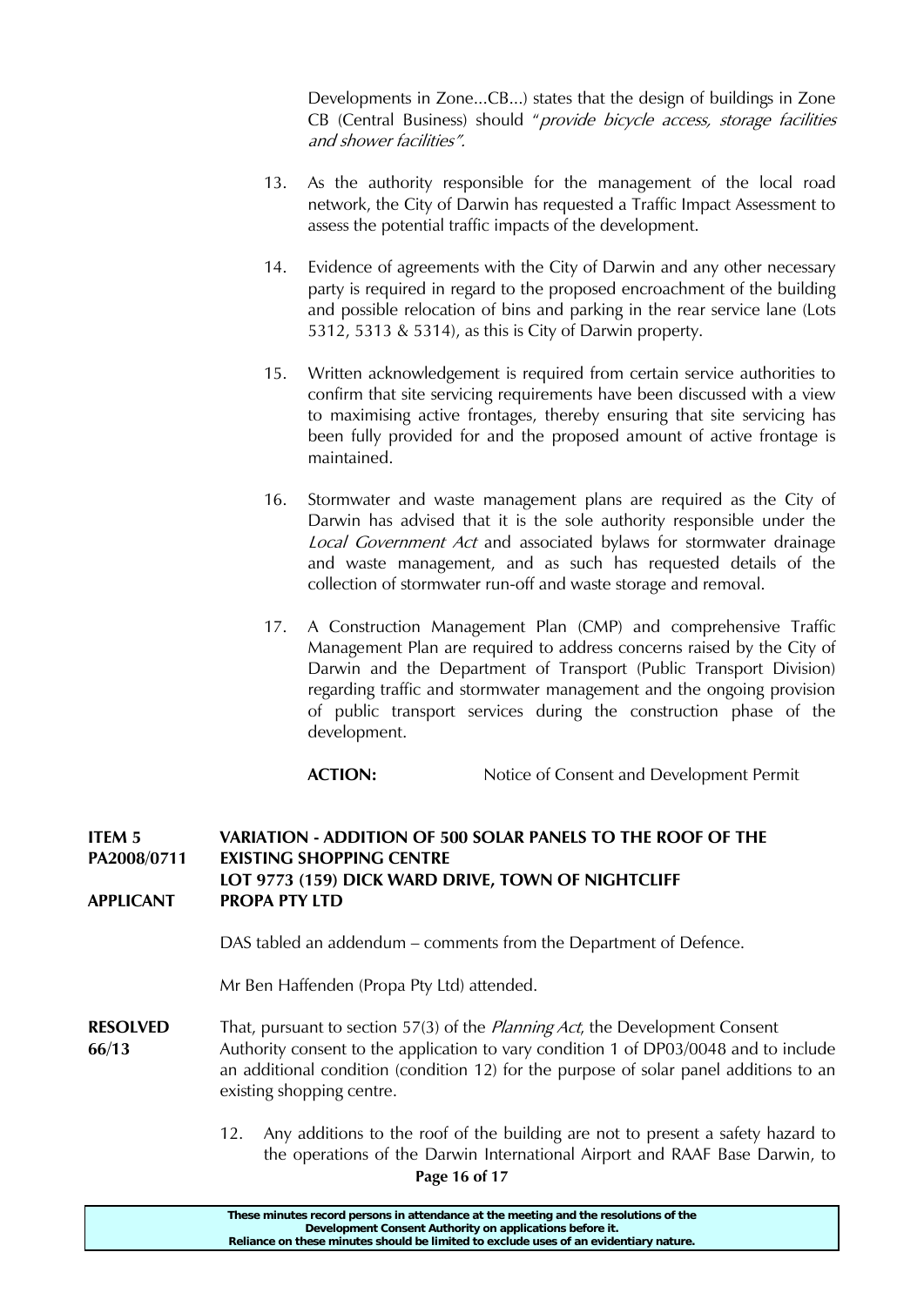Developments in Zone...CB...) states that the design of buildings in Zone CB (Central Business) should "*provide bicycle access, storage facilities and shower facilities*".

13. As the authority responsible for the management of the local road network, the City of Darwin has requested a Traffic Impact Assessment to assess the potential traffic impacts of the development.

14. Evidence of agreements with the City of Darwin and any other necessary party is required in regard to the proposed encroachment of the building and possible relocation of bins and parking in the rear service lane (Lots 5312, 5313 & 5314), as this is City of Darwin property.

15. Written acknowledgement is required from certain service authorities to confirm that site servicing requirements have been discussed with a view to maximising active frontages, thereby ensuring that site servicing has been fully provided for and the proposed amount of active frontage is maintained.

16. Stormwater and waste management plans are required as the City of Darwin has advised that it is the sole authority responsible under the *Local Government Act* and associated bylaws for stormwater drainage and waste management, and as such has requested details of the collection of stormwater run-off and waste storage and removal.

17. A Construction Management Plan (CMP) and comprehensive Traffic Management Plan are required to address concerns raised by the City of Darwin and the Department of Transport (Public Transport Division) regarding traffic and stormwater management and the ongoing provision of public transport services during the construction phase of the development.

**ACTION:** Notice of Consent and Development Permit

**ITEM 5** **VARIATION - ADDITION OF 500 SOLAR PANELS TO THE ROOF OF THE**
**PA2008/0711** **EXISTING SHOPPING CENTRE**
**LOT 9773 (159) DICK WARD DRIVE, TOWN OF NIGHTCLIFF**
**APPLICANT** **PROPA PTY LTD**

DAS tabled an addendum – comments from the Department of Defence.

Mr Ben Haffenden (Propa Pty Ltd) attended.

**RESOLVED 66/13** That, pursuant to section 57(3) of the *Planning Act*, the Development Consent Authority consent to the application to vary condition 1 of DP03/0048 and to include an additional condition (condition 12) for the purpose of solar panel additions to an existing shopping centre.

12. Any additions to the roof of the building are not to present a safety hazard to the operations of the Darwin International Airport and RAAF Base Darwin, to

These minutes record persons in attendance at the meeting and the resolutions of the Development Consent Authority on applications before it.
Reliance on these minutes should be limited to exclude uses of an evidentiary nature.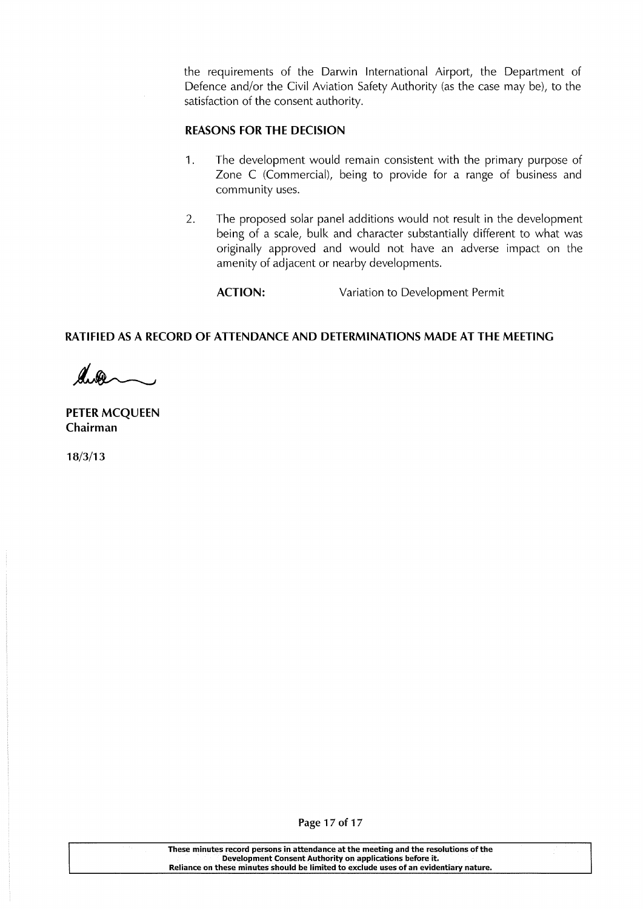the requirements of the Darwin International Airport, the Department of Defence and/or the Civil Aviation Safety Authority (as the case may be), to the satisfaction of the consent authority.

**REASONS FOR THE DECISION**

1. The development would remain consistent with the primary purpose of Zone C (Commercial), being to provide for a range of business and community uses.

2. The proposed solar panel additions would not result in the development being of a scale, bulk and character substantially different to what was originally approved and would not have an adverse impact on the amenity of adjacent or nearby developments.

**ACTION:** Variation to Development Permit

**RATIFIED AS A RECORD OF ATTENDANCE AND DETERMINATIONS MADE AT THE MEETING**

**PETER MCQUEEN**
**Chairman**

**18/3/13**

These minutes record persons in attendance at the meeting and the resolutions of the Development Consent Authority on applications before it. Reliance on these minutes should be limited to exclude uses of an evidentiary nature.